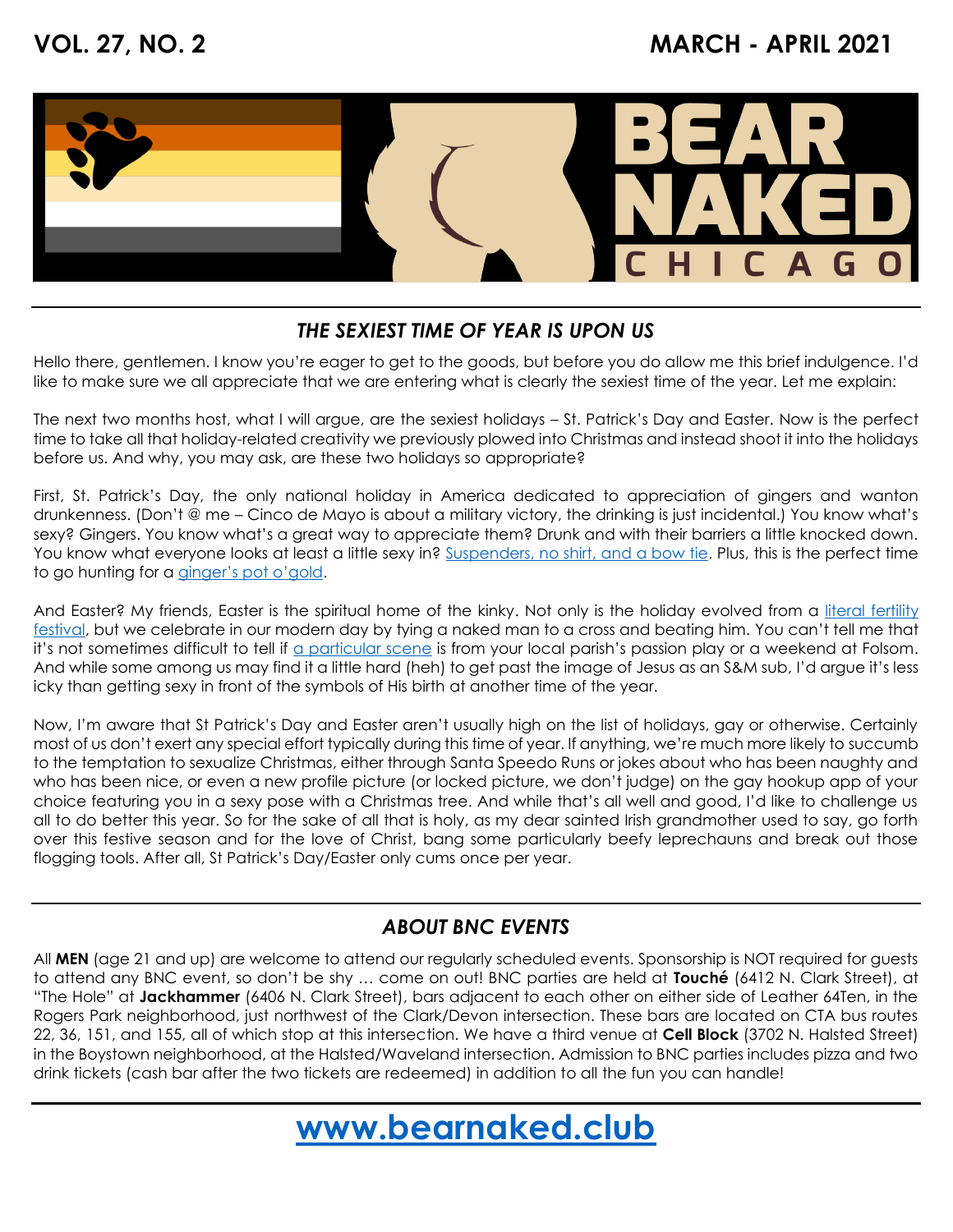# BEAR NAKED CHICAGO

## *THE SEXIEST TIME OF YEAR IS UPON US*

Hello there, gentlemen. I know you're eager to get to the goods, but before you do allow me this brief indulgence. I'd like to make sure we all appreciate that we are entering what is clearly the sexiest time of the year. Let me explain:

The next two months host, what I will argue, are the sexiest holidays – St. Patrick's Day and Easter. Now is the perfect time to take all that holiday-related creativity we previously plowed into Christmas and instead shoot it into the holidays before us. And why, you may ask, are these two holidays so appropriate?

First, St. Patrick's Day, the only national holiday in America dedicated to appreciation of gingers and wanton drunkenness. (Don't @ me – Cinco de Mayo is about a military victory, the drinking is just incidental.) You know what's sexy? Gingers. You know what's a great way to appreciate them? Drunk and with their barriers a little knocked down. You know what everyone looks at least a little sexy in? Suspenders, no shirt, and a bow tie. Plus, this is the perfect time to go hunting for a ginger's pot o'gold.

And Easter? My friends, Easter is the spiritual home of the kinky. Not only is the holiday evolved from a literal fertility festival, but we celebrate in our modern day by tying a naked man to a cross and beating him. You can't tell me that it's not sometimes difficult to tell if a particular scene is from your local parish's passion play or a weekend at Folsom. And while some among us may find it a little hard (heh) to get past the image of Jesus as an S&M sub, I'd argue it's less icky than getting sexy in front of the symbols of His birth at another time of the year.

Now, I'm aware that St Patrick's Day and Easter aren't usually high on the list of holidays, gay or otherwise. Certainly most of us don't exert any special effort typically during this time of year. If anything, we're much more likely to succumb to the temptation to sexualize Christmas, either through Santa Speedo Runs or jokes about who has been naughty and who has been nice, or even a new profile picture (or locked picture, we don't judge) on the gay hookup app of your choice featuring you in a sexy pose with a Christmas tree. And while that's all well and good, I'd like to challenge us all to do better this year. So for the sake of all that is holy, as my dear sainted Irish grandmother used to say, go forth over this festive season and for the love of Christ, bang some particularly beefy leprechauns and break out those flogging tools. After all, St Patrick's Day/Easter only cums once per year.

## *ABOUT BNC EVENTS*

All **MEN** (age 21 and up) are welcome to attend our regularly scheduled events. Sponsorship is NOT required for guests to attend any BNC event, so don't be shy … come on out! BNC parties are held at **Touché** (6412 N. Clark Street), at "The Hole" at **Jackhammer** (6406 N. Clark Street), bars adjacent to each other on either side of Leather 64Ten, in the Rogers Park neighborhood, just northwest of the Clark/Devon intersection. These bars are located on CTA bus routes 22, 36, 151, and 155, all of which stop at this intersection. We have a third venue at **Cell Block** (3702 N. Halsted Street) in the Boystown neighborhood, at the Halsted/Waveland intersection. Admission to BNC parties includes pizza and two drink tickets (cash bar after the two tickets are redeemed) in addition to all the fun you can handle!

## **www.bearnaked.club**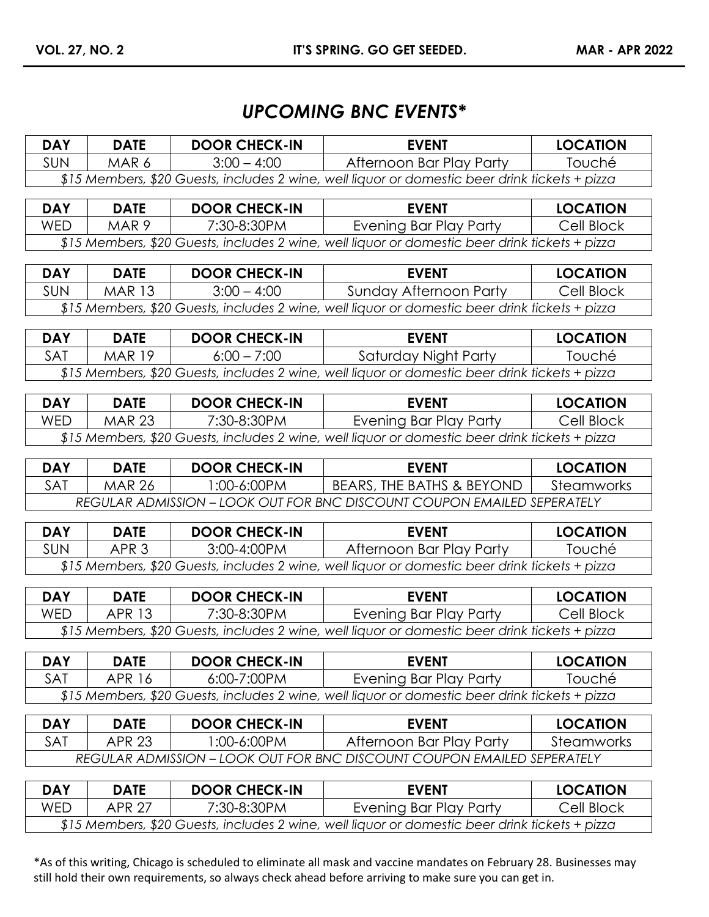## *UPCOMING BNC EVENTS**

| DAY | DATE | DOOR CHECK-IN | EVENT | LOCATION |
|---|---|---|---|---|
| SUN | MAR 6 | 3:00 – 4:00 | Afternoon Bar Play Party | Touché |
| *$15 Members, $20 Guests, includes 2 wine, well liquor or domestic beer drink tickets + pizza* | | | | |

| DAY | DATE | DOOR CHECK-IN | EVENT | LOCATION |
|---|---|---|---|---|
| WED | MAR 9 | 7:30-8:30PM | Evening Bar Play Party | Cell Block |
| *$15 Members, $20 Guests, includes 2 wine, well liquor or domestic beer drink tickets + pizza* | | | | |

| DAY | DATE | DOOR CHECK-IN | EVENT | LOCATION |
|---|---|---|---|---|
| SUN | MAR 13 | 3:00 – 4:00 | Sunday Afternoon Party | Cell Block |
| *$15 Members, $20 Guests, includes 2 wine, well liquor or domestic beer drink tickets + pizza* | | | | |

| DAY | DATE | DOOR CHECK-IN | EVENT | LOCATION |
|---|---|---|---|---|
| SAT | MAR 19 | 6:00 – 7:00 | Saturday Night Party | Touché |
| *$15 Members, $20 Guests, includes 2 wine, well liquor or domestic beer drink tickets + pizza* | | | | |

| DAY | DATE | DOOR CHECK-IN | EVENT | LOCATION |
|---|---|---|---|---|
| WED | MAR 23 | 7:30-8:30PM | Evening Bar Play Party | Cell Block |
| *$15 Members, $20 Guests, includes 2 wine, well liquor or domestic beer drink tickets + pizza* | | | | |

| DAY | DATE | DOOR CHECK-IN | EVENT | LOCATION |
|---|---|---|---|---|
| SAT | MAR 26 | 1:00-6:00PM | BEARS, THE BATHS & BEYOND | Steamworks |
| *REGULAR ADMISSION – LOOK OUT FOR BNC DISCOUNT COUPON EMAILED SEPERATELY* | | | | |

| DAY | DATE | DOOR CHECK-IN | EVENT | LOCATION |
|---|---|---|---|---|
| SUN | APR 3 | 3:00-4:00PM | Afternoon Bar Play Party | Touché |
| *$15 Members, $20 Guests, includes 2 wine, well liquor or domestic beer drink tickets + pizza* | | | | |

| DAY | DATE | DOOR CHECK-IN | EVENT | LOCATION |
|---|---|---|---|---|
| WED | APR 13 | 7:30-8:30PM | Evening Bar Play Party | Cell Block |
| *$15 Members, $20 Guests, includes 2 wine, well liquor or domestic beer drink tickets + pizza* | | | | |

| DAY | DATE | DOOR CHECK-IN | EVENT | LOCATION |
|---|---|---|---|---|
| SAT | APR 16 | 6:00-7:00PM | Evening Bar Play Party | Touché |
| *$15 Members, $20 Guests, includes 2 wine, well liquor or domestic beer drink tickets + pizza* | | | | |

| DAY | DATE | DOOR CHECK-IN | EVENT | LOCATION |
|---|---|---|---|---|
| SAT | APR 23 | 1:00-6:00PM | Afternoon Bar Play Party | Steamworks |
| *REGULAR ADMISSION – LOOK OUT FOR BNC DISCOUNT COUPON EMAILED SEPERATELY* | | | | |

| DAY | DATE | DOOR CHECK-IN | EVENT | LOCATION |
|---|---|---|---|---|
| WED | APR 27 | 7:30-8:30PM | Evening Bar Play Party | Cell Block |
| *$15 Members, $20 Guests, includes 2 wine, well liquor or domestic beer drink tickets + pizza* | | | | |

*As of this writing, Chicago is scheduled to eliminate all mask and vaccine mandates on February 28. Businesses may still hold their own requirements, so always check ahead before arriving to make sure you can get in.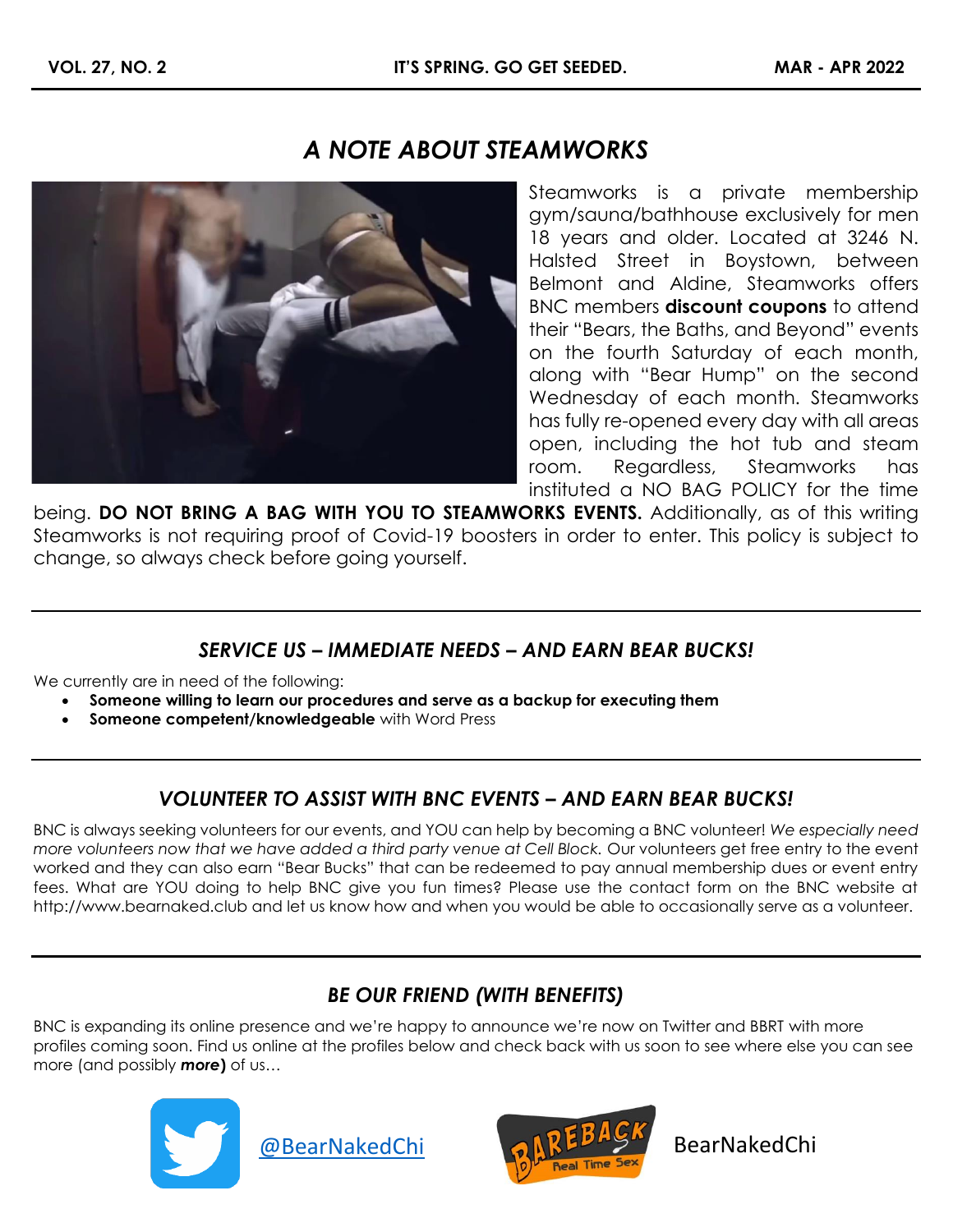## *A NOTE ABOUT STEAMWORKS*

Steamworks is a private membership gym/sauna/bathhouse exclusively for men 18 years and older. Located at 3246 N. Halsted Street in Boystown, between Belmont and Aldine, Steamworks offers BNC members **discount coupons** to attend their "Bears, the Baths, and Beyond" events on the fourth Saturday of each month, along with "Bear Hump" on the second Wednesday of each month. Steamworks has fully re-opened every day with all areas open, including the hot tub and steam room. Regardless, Steamworks has instituted a NO BAG POLICY for the time being. **DO NOT BRING A BAG WITH YOU TO STEAMWORKS EVENTS.** Additionally, as of this writing Steamworks is not requiring proof of Covid-19 boosters in order to enter. This policy is subject to change, so always check before going yourself.

## *SERVICE US – IMMEDIATE NEEDS – AND EARN BEAR BUCKS!*

We currently are in need of the following:

- **Someone willing to learn our procedures and serve as a backup for executing them**
- **Someone competent/knowledgeable** with Word Press

## *VOLUNTEER TO ASSIST WITH BNC EVENTS – AND EARN BEAR BUCKS!*

BNC is always seeking volunteers for our events, and YOU can help by becoming a BNC volunteer! *We especially need more volunteers now that we have added a third party venue at Cell Block.* Our volunteers get free entry to the event worked and they can also earn "Bear Bucks" that can be redeemed to pay annual membership dues or event entry fees. What are YOU doing to help BNC give you fun times? Please use the contact form on the BNC website at http://www.bearnaked.club and let us know how and when you would be able to occasionally serve as a volunteer.

## *BE OUR FRIEND (WITH BENEFITS)*

BNC is expanding its online presence and we're happy to announce we're now on Twitter and BBRT with more profiles coming soon. Find us online at the profiles below and check back with us soon to see where else you can see more (and possibly ***more*****)** of us…

@BearNakedChi

BearNakedChi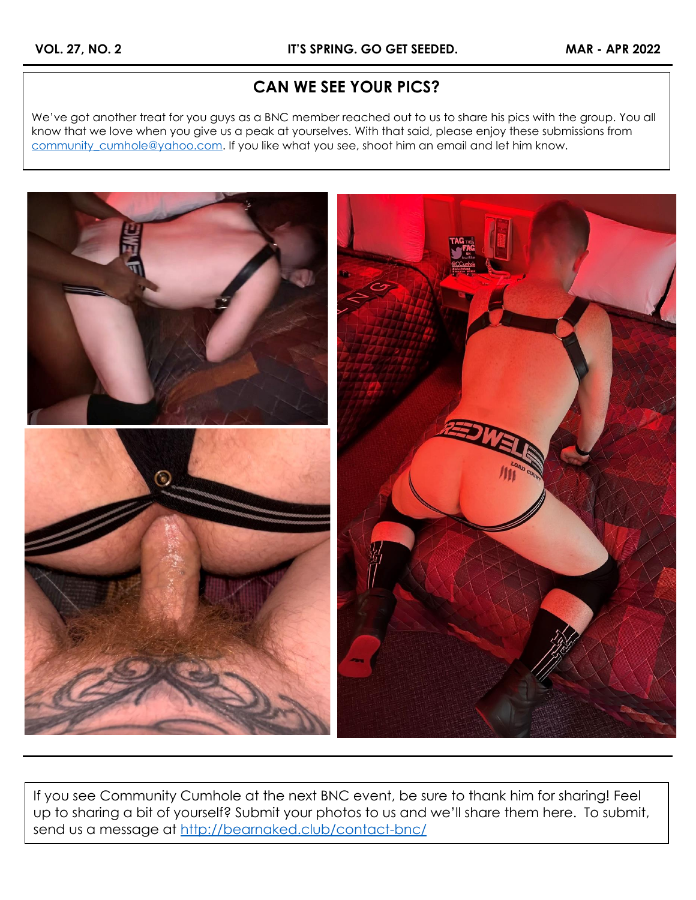## CAN WE SEE YOUR PICS?

We've got another treat for you guys as a BNC member reached out to us to share his pics with the group. You all know that we love when you give us a peak at yourselves. With that said, please enjoy these submissions from community_cumhole@yahoo.com. If you like what you see, shoot him an email and let him know.

If you see Community Cumhole at the next BNC event, be sure to thank him for sharing! Feel up to sharing a bit of yourself? Submit your photos to us and we'll share them here. To submit, send us a message at http://bearnaked.club/contact-bnc/